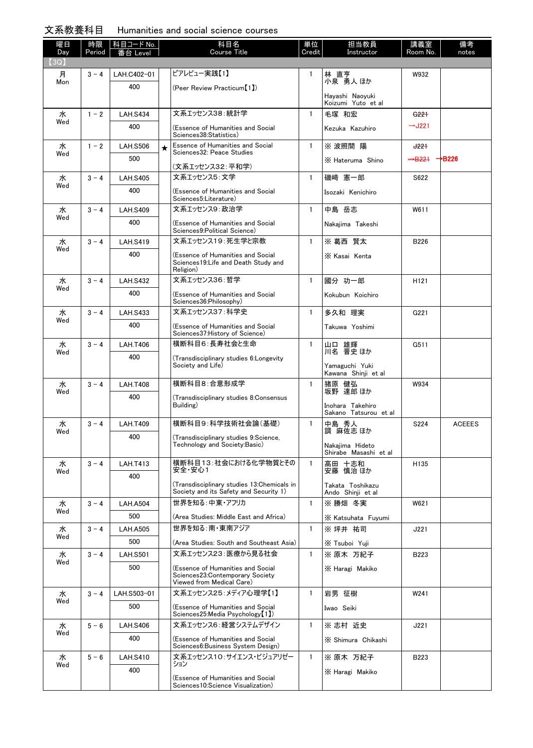# 文系教養科目　Humanities and social science courses

| 曜日 Day | 時限 Period | 科目コード No. 番台 Level | | 科目名 Course Title | 単位 Credit | 担当教員 Instructor | 講義室 Room No. | 備考 notes |
|---|---|---|---|---|---|---|---|---|
| 【3Q】 | | | | | | | | |
| 月 Mon | 3 - 4 | LAH.C402-01 400 | | ピアレビュー実践【1】 (Peer Review Practicum【1】) | 1 | 林 直亨 小泉 勇人 ほか Hayashi Naoyuki Koizumi Yuto et al | W932 | |
| 水 Wed | 1 - 2 | LAH.S434 400 | | 文系エッセンス38：統計学 (Essence of Humanities and Social Sciences38:Statistics) | 1 | 毛塚 和宏 Kezuka Kazuhiro | ~~G221~~ →J221 | |
| 水 Wed | 1 - 2 | LAH.S506 500 | ★ | Essence of Humanities and Social Sciences32: Peace Studies (文系エッセンス32：平和学) | 1 | ※ 波照間 陽 ※ Hateruma Shino | ~~J221~~ ~~→B221~~ →B226 | |
| 水 Wed | 3 - 4 | LAH.S405 400 | | 文系エッセンス5：文学 (Essence of Humanities and Social Sciences5:Literature) | 1 | 磯崎 憲一郎 Isozaki Kenichiro | S622 | |
| 水 Wed | 3 - 4 | LAH.S409 400 | | 文系エッセンス9：政治学 (Essence of Humanities and Social Sciences9:Political Science) | 1 | 中島 岳志 Nakajima Takeshi | W611 | |
| 水 Wed | 3 - 4 | LAH.S419 400 | | 文系エッセンス19：死生学と宗教 (Essence of Humanities and Social Sciences19:Life and Death Study and Religion) | 1 | ※ 葛西 賢太 ※ Kasai Kenta | B226 | |
| 水 Wed | 3 - 4 | LAH.S432 400 | | 文系エッセンス36：哲学 (Essence of Humanities and Social Sciences36:Philosophy) | 1 | 國分 功一郎 Kokubun Koichiro | H121 | |
| 水 Wed | 3 - 4 | LAH.S433 400 | | 文系エッセンス37：科学史 (Essence of Humanities and Social Sciences37:History of Science) | 1 | 多久和 理実 Takuwa Yoshimi | G221 | |
| 水 Wed | 3 - 4 | LAH.T406 400 | | 横断科目6：長寿社会と生命 (Transdisciplinary studies 6:Longevity Society and Life) | 1 | 山口 雄輝 川名 晋史 ほか Yamaguchi Yuki Kawana Shinji et al | G511 | |
| 水 Wed | 3 - 4 | LAH.T408 400 | | 横断科目8：合意形成学 (Transdisciplinary studies 8:Consensus Building) | 1 | 猪原 健弘 坂野 達郎 ほか Inohara Takehiro Sakano Tatsurou et al | W934 | |
| 水 Wed | 3 - 4 | LAH.T409 400 | | 横断科目9：科学技術社会論(基礎) (Transdisciplinary studies 9:Science, Technology and Society:Basic) | 1 | 中島 秀人 調 麻佐志 ほか Nakajima Hideto Shirabe Masashi et al | S224 | ACEEES |
| 水 Wed | 3 - 4 | LAH.T413 400 | | 横断科目13：社会における化学物質とその安全・安心1 (Transdisciplinary studies 13:Chemicals in Society and its Safety and Security 1) | 1 | 高田 十志和 安藤 慎治 ほか Takata Toshikazu Ando Shinji et al | H135 | |
| 水 Wed | 3 - 4 | LAH.A504 500 | | 世界を知る：中東・アフリカ (Area Studies: Middle East and Africa) | 1 | ※ 勝畑 冬実 ※ Katsuhata Fuyumi | W621 | |
| 水 Wed | 3 - 4 | LAH.A505 500 | | 世界を知る：南・東南アジア (Area Studies: South and Southeast Asia) | 1 | ※ 坪井 祐司 ※ Tsuboi Yuji | J221 | |
| 水 Wed | 3 - 4 | LAH.S501 500 | | 文系エッセンス23：医療から見る社会 (Essence of Humanities and Social Sciences23:Contemporary Society Viewed from Medical Care) | 1 | ※ 原木 万紀子 ※ Haragi Makiko | B223 | |
| 水 Wed | 3 - 4 | LAH.S503-01 500 | | 文系エッセンス25：メディア心理学【1】 (Essence of Humanities and Social Sciences25:Media Psychology【1】) | 1 | 岩男 征樹 Iwao Seiki | W241 | |
| 水 Wed | 5 - 6 | LAH.S406 400 | | 文系エッセンス6：経営システムデザイン (Essence of Humanities and Social Sciences6:Business System Design) | 1 | ※ 志村 近史 ※ Shimura Chikashi | J221 | |
| 水 Wed | 5 - 6 | LAH.S410 400 | | 文系エッセンス10：サイエンス・ビジュアリゼーション (Essence of Humanities and Social Sciences10:Science Visualization) | 1 | ※ 原木 万紀子 ※ Haragi Makiko | B223 | |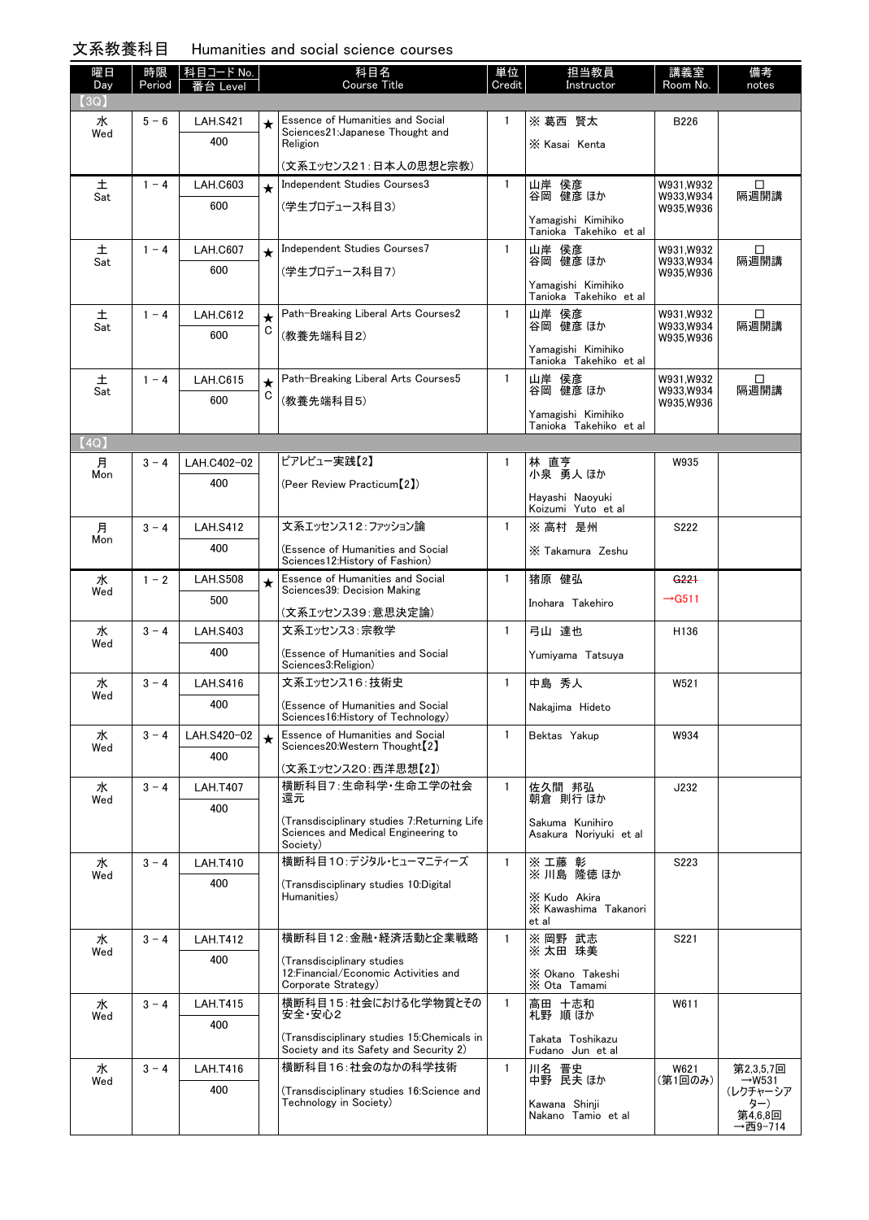## 文系教養科目　Humanities and social science courses

| 曜日 Day | 時限 Period | 科目コード No. 番台 Level | | 科目名 Course Title | 単位 Credit | 担当教員 Instructor | 講義室 Room No. | 備考 notes |
|---|---|---|---|---|---|---|---|---|
| 【3Q】 | | | | | | | | |
| 水 Wed | 5－6 | LAH.S421 400 | ★ | Essence of Humanities and Social Sciences21:Japanese Thought and Religion (文系エッセンス21：日本人の思想と宗教) | 1 | ※ 葛西　賢太 ※ Kasai Kenta | B226 | |
| 土 Sat | 1－4 | LAH.C603 600 | ★ | Independent Studies Courses3 (学生プロデュース科目3) | 1 | 山岸　侯彦 谷岡　健彦 ほか Yamagishi Kimihiko Tanioka Takehiko et al | W931,W932 W933,W934 W935,W936 | □ 隔週開講 |
| 土 Sat | 1－4 | LAH.C607 600 | ★ | Independent Studies Courses7 (学生プロデュース科目7) | 1 | 山岸　侯彦 谷岡　健彦 ほか Yamagishi Kimihiko Tanioka Takehiko et al | W931,W932 W933,W934 W935,W936 | □ 隔週開講 |
| 土 Sat | 1－4 | LAH.C612 600 | ★ C | Path-Breaking Liberal Arts Courses2 (教養先端科目2) | 1 | 山岸　侯彦 谷岡　健彦 ほか Yamagishi Kimihiko Tanioka Takehiko et al | W931,W932 W933,W934 W935,W936 | □ 隔週開講 |
| 土 Sat | 1－4 | LAH.C615 600 | ★ C | Path-Breaking Liberal Arts Courses5 (教養先端科目5) | 1 | 山岸　侯彦 谷岡　健彦 ほか Yamagishi Kimihiko Tanioka Takehiko et al | W931,W932 W933,W934 W935,W936 | □ 隔週開講 |
| 【4Q】 | | | | | | | | |
| 月 Mon | 3－4 | LAH.C402-02 400 | | ピアレビュー実践【2】 (Peer Review Practicum【2】) | 1 | 林　直亨 小泉　勇人 ほか Hayashi Naoyuki Koizumi Yuto et al | W935 | |
| 月 Mon | 3－4 | LAH.S412 400 | | 文系エッセンス12：ファッション論 (Essence of Humanities and Social Sciences12:History of Fashion) | 1 | ※ 高村　是州 ※ Takamura Zeshu | S222 | |
| 水 Wed | 1－2 | LAH.S508 500 | ★ | Essence of Humanities and Social Sciences39: Decision Making (文系エッセンス39：意思決定論) | 1 | 猪原　健弘 Inohara Takehiro | ~~G221~~ →G511 | |
| 水 Wed | 3－4 | LAH.S403 400 | | 文系エッセンス3：宗教学 (Essence of Humanities and Social Sciences3:Religion) | 1 | 弓山　達也 Yumiyama Tatsuya | H136 | |
| 水 Wed | 3－4 | LAH.S416 400 | | 文系エッセンス16：技術史 (Essence of Humanities and Social Sciences16:History of Technology) | 1 | 中島　秀人 Nakajima Hideto | W521 | |
| 水 Wed | 3－4 | LAH.S420-02 400 | ★ | Essence of Humanities and Social Sciences20:Western Thought【2】 (文系エッセンス20：西洋思想【2】) | 1 | Bektas Yakup | W934 | |
| 水 Wed | 3－4 | LAH.T407 400 | | 横断科目7：生命科学・生命工学の社会還元 (Transdisciplinary studies 7:Returning Life Sciences and Medical Engineering to Society) | 1 | 佐久間　邦弘 朝倉　則行 ほか Sakuma Kunihiro Asakura Noriyuki et al | J232 | |
| 水 Wed | 3－4 | LAH.T410 400 | | 横断科目10：デジタル・ヒューマニティーズ (Transdisciplinary studies 10:Digital Humanities) | 1 | ※ 工藤　彰 ※ 川島　隆徳 ほか ※ Kudo Akira ※ Kawashima Takanori et al | S223 | |
| 水 Wed | 3－4 | LAH.T412 400 | | 横断科目12：金融・経済活動と企業戦略 (Transdisciplinary studies 12:Financial/Economic Activities and Corporate Strategy) | 1 | ※ 岡野　武志 ※ 太田　珠美 ※ Okano Takeshi ※ Ota Tamami | S221 | |
| 水 Wed | 3－4 | LAH.T415 400 | | 横断科目15：社会における化学物質とその安全・安心2 (Transdisciplinary studies 15:Chemicals in Society and its Safety and Security 2) | 1 | 高田　十志和 札野　順 ほか Takata Toshikazu Fudano Jun et al | W611 | |
| 水 Wed | 3－4 | LAH.T416 400 | | 横断科目16：社会のなかの科学技術 (Transdisciplinary studies 16:Science and Technology in Society) | 1 | 川名　晋史 中野　民夫 ほか Kawana Shinji Nakano Tamio et al | W621 (第1回のみ) | 第2,3,5,7回 →W531 (レクチャーシアター) 第4,6,8回 →西9-714 |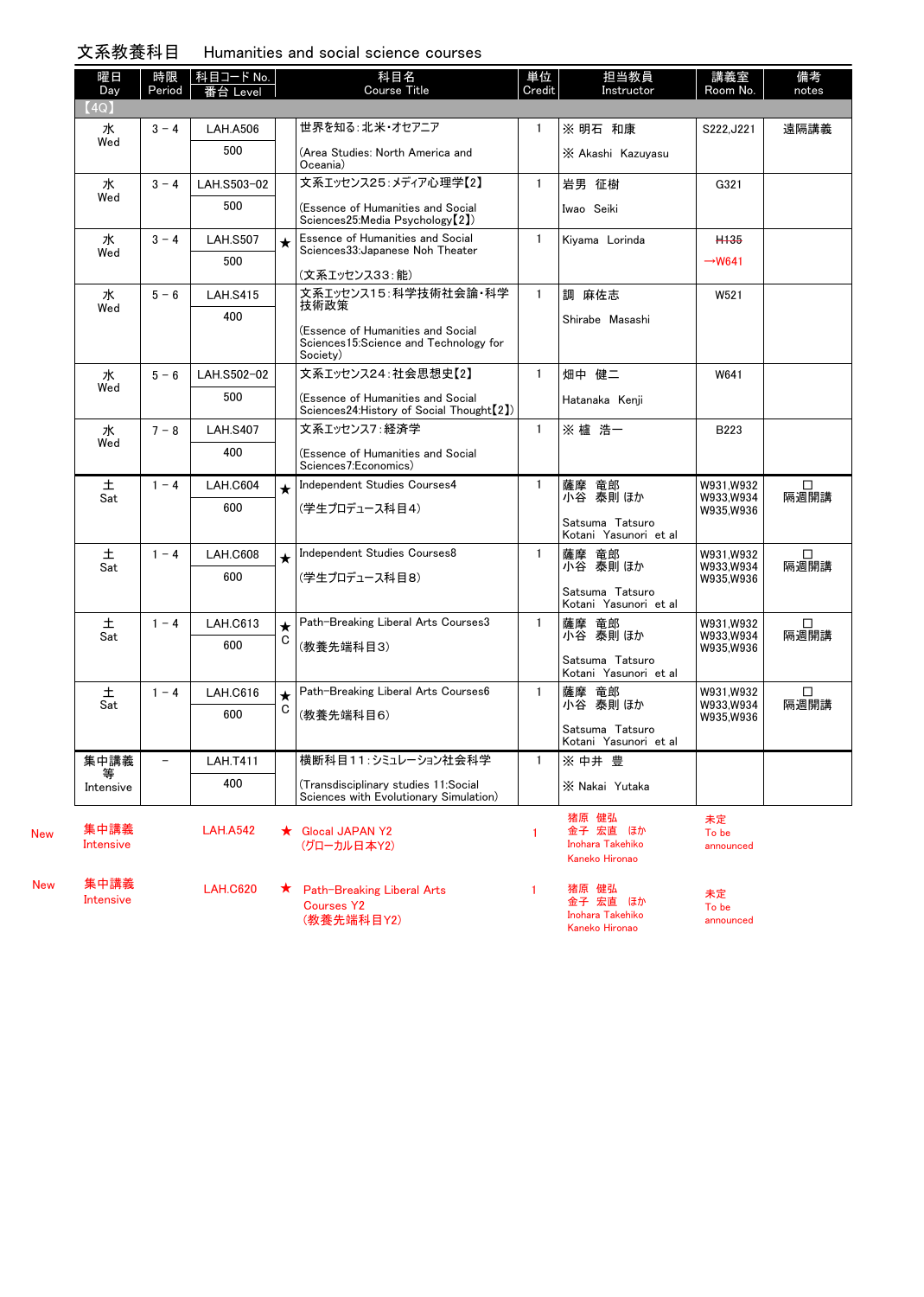# 文系教養科目　Humanities and social science courses

| | 曜日 Day | 時限 Period | 科目コード No. / 番台 Level | | 科目名 Course Title | 単位 Credit | 担当教員 Instructor | 講義室 Room No. | 備考 notes |
|---|---|---|---|---|---|---|---|---|---|
| | 【4Q】 | | | | | | | | |
| | 水 Wed | 3－4 | LAH.A506 / 500 | | 世界を知る：北米・オセアニア (Area Studies: North America and Oceania) | 1 | ※ 明石　和康 / ※ Akashi　Kazuyasu | S222,J221 | 遠隔講義 |
| | 水 Wed | 3－4 | LAH.S503-02 / 500 | | 文系エッセンス25：メディア心理学【2】 (Essence of Humanities and Social Sciences25:Media Psychology【2】) | 1 | 岩男　征樹 / Iwao　Seiki | G321 | |
| | 水 Wed | 3－4 | LAH.S507 / 500 | ★ | Essence of Humanities and Social Sciences33:Japanese Noh Theater (文系エッセンス33：能) | 1 | Kiyama　Lorinda | ~~H135~~ →W641 | |
| | 水 Wed | 5－6 | LAH.S415 / 400 | | 文系エッセンス15：科学技術社会論・科学技術政策 (Essence of Humanities and Social Sciences15:Science and Technology for Society) | 1 | 調　麻佐志 / Shirabe　Masashi | W521 | |
| | 水 Wed | 5－6 | LAH.S502-02 / 500 | | 文系エッセンス24：社会思想史【2】 (Essence of Humanities and Social Sciences24:History of Social Thought【2】) | 1 | 畑中　健二 / Hatanaka　Kenji | W641 | |
| | 水 Wed | 7－8 | LAH.S407 / 400 | | 文系エッセンス7：経済学 (Essence of Humanities and Social Sciences7:Economics) | 1 | ※ 櫨　浩一 | B223 | |
| | 土 Sat | 1－4 | LAH.C604 / 600 | ★ | Independent Studies Courses4 (学生プロデュース科目4) | 1 | 薩摩　竜郎 小谷　泰則 ほか / Satsuma　Tatsuro Kotani　Yasunori　et al | W931,W932 W933,W934 W935,W936 | □ 隔週開講 |
| | 土 Sat | 1－4 | LAH.C608 / 600 | ★ | Independent Studies Courses8 (学生プロデュース科目8) | 1 | 薩摩　竜郎 小谷　泰則 ほか / Satsuma　Tatsuro Kotani　Yasunori　et al | W931,W932 W933,W934 W935,W936 | □ 隔週開講 |
| | 土 Sat | 1－4 | LAH.C613 / 600 | ★ C | Path-Breaking Liberal Arts Courses3 (教養先端科目3) | 1 | 薩摩　竜郎 小谷　泰則 ほか / Satsuma　Tatsuro Kotani　Yasunori　et al | W931,W932 W933,W934 W935,W936 | □ 隔週開講 |
| | 土 Sat | 1－4 | LAH.C616 / 600 | ★ C | Path-Breaking Liberal Arts Courses6 (教養先端科目6) | 1 | 薩摩　竜郎 小谷　泰則 ほか / Satsuma　Tatsuro Kotani　Yasunori　et al | W931,W932 W933,W934 W935,W936 | □ 隔週開講 |
| | 集中講義等 Intensive | － | LAH.T411 / 400 | | 横断科目11：シミュレーション社会科学 (Transdisciplinary studies 11:Social Sciences with Evolutionary Simulation) | 1 | ※ 中井　豊 / ※ Nakai　Yutaka | | |
| New | 集中講義 Intensive | | LAH.A542 | ★ | Glocal JAPAN Y2 (グローカル日本Y2) | 1 | 猪原　健弘 金子　宏直　ほか / Inohara Takehiko Kaneko Hironao | 未定 To be announced | |
| New | 集中講義 Intensive | | LAH.C620 | ★ | Path-Breaking Liberal Arts Courses Y2 (教養先端科目Y2) | 1 | 猪原　健弘 金子　宏直　ほか / Inohara Takehiko Kaneko Hironao | 未定 To be announced | |